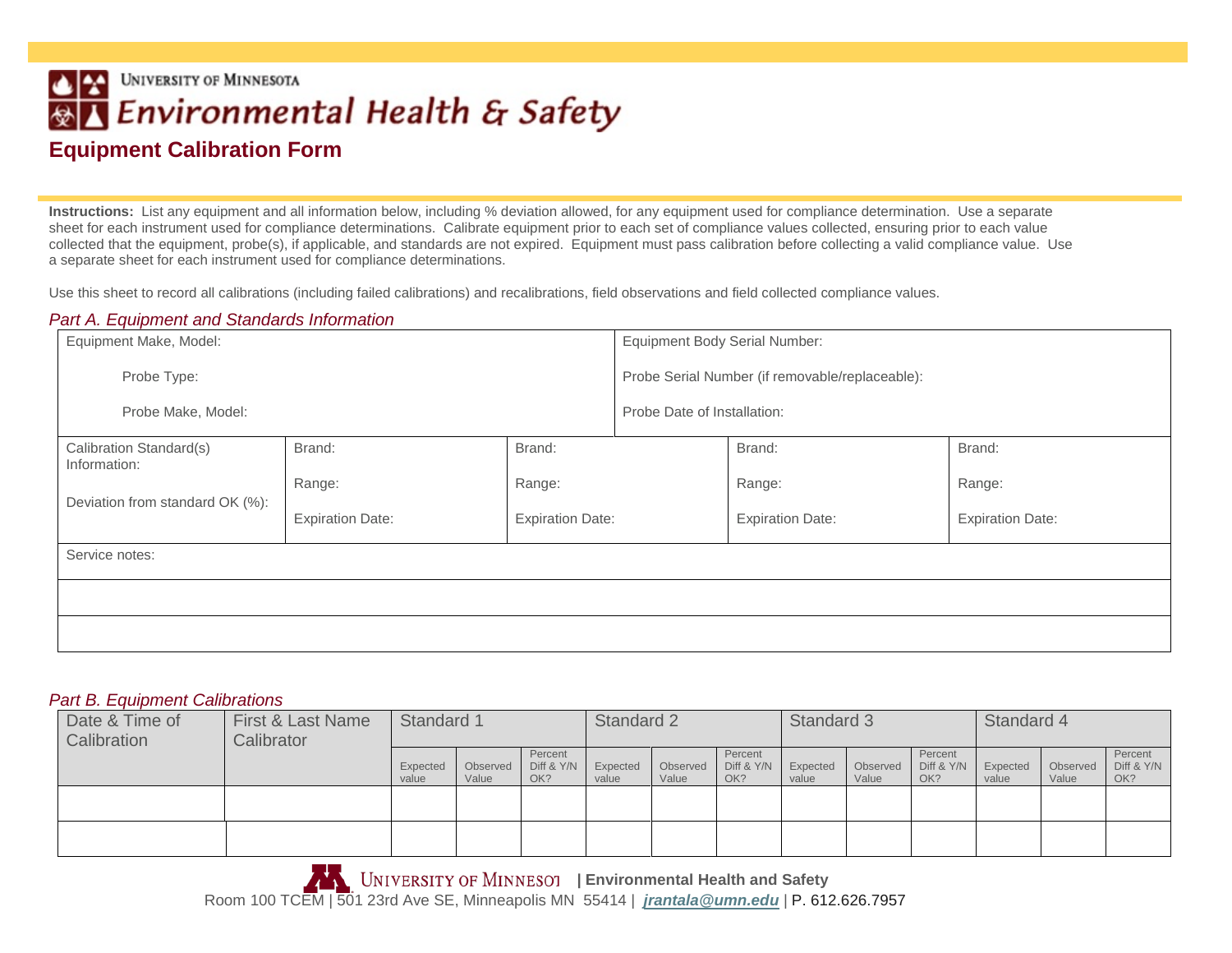University of Minnesota

# Environmental Health & Safety

## Equipment Calibration Form

**Instructions:** List any equipment and all information below, including % deviation allowed, for any equipment used for compliance determination. Use a separate sheet for each instrument used for compliance determinations. Calibrate equipment prior to each set of compliance values collected, ensuring prior to each value collected that the equipment, probe(s), if applicable, and standards are not expired. Equipment must pass calibration before collecting a valid compliance value. Use a separate sheet for each instrument used for compliance determinations.

Use this sheet to record all calibrations (including failed calibrations) and recalibrations, field observations and field collected compliance values.

### *Part A. Equipment and Standards Information*

| Equipment Make, Model: | Equipment Body Serial Number: |
|---|---|
| Probe Type: | Probe Serial Number (if removable/replaceable): |
| Probe Make, Model: | Probe Date of Installation: |

| Calibration Standard(s) Information: | Brand: | Brand: | Brand: | Brand: |
|---|---|---|---|---|
| Deviation from standard OK (%): | Range: | Range: | Range: | Range: |
| | Expiration Date: | Expiration Date: | Expiration Date: | Expiration Date: |

| Service notes: |
|---|
| |
| |

### *Part B. Equipment Calibrations*

| Date & Time of Calibration | First & Last Name Calibrator | Standard 1 | | | Standard 2 | | | Standard 3 | | | Standard 4 | | |
|---|---|---|---|---|---|---|---|---|---|---|---|---|---|
| | | Expected value | Observed Value | Percent Diff & Y/N OK? | Expected value | Observed Value | Percent Diff & Y/N OK? | Expected value | Observed Value | Percent Diff & Y/N OK? | Expected value | Observed Value | Percent Diff & Y/N OK? |
| | | | | | | | | | | | | | |
| | | | | | | | | | | | | | |

University of Minnesota | Environmental Health and Safety
Room 100 TCEM | 501 23rd Ave SE, Minneapolis MN 55414 | jrantala@umn.edu | P. 612.626.7957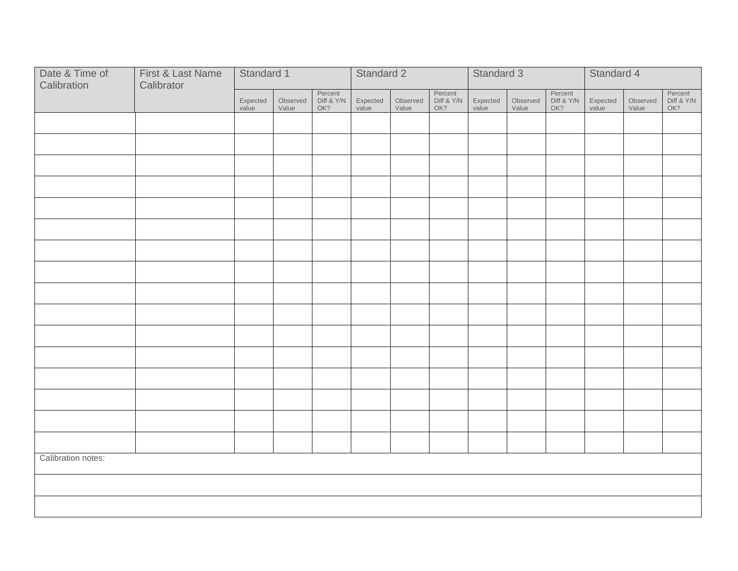| Date & Time of Calibration | First & Last Name Calibrator | Standard 1 | | | Standard 2 | | | Standard 3 | | | Standard 4 | | |
|---|---|---|---|---|---|---|---|---|---|---|---|---|---|
| | | Expected value | Observed Value | Percent Diff & Y/N OK? | Expected value | Observed Value | Percent Diff & Y/N OK? | Expected value | Observed Value | Percent Diff & Y/N OK? | Expected value | Observed Value | Percent Diff & Y/N OK? |
| | | | | | | | | | | | | | |
| | | | | | | | | | | | | | |
| | | | | | | | | | | | | | |
| | | | | | | | | | | | | | |
| | | | | | | | | | | | | | |
| | | | | | | | | | | | | | |
| | | | | | | | | | | | | | |
| | | | | | | | | | | | | | |
| | | | | | | | | | | | | | |
| | | | | | | | | | | | | | |
| | | | | | | | | | | | | | |
| | | | | | | | | | | | | | |
| | | | | | | | | | | | | | |
| | | | | | | | | | | | | | |
| | | | | | | | | | | | | | |
| | | | | | | | | | | | | | |

Calibration notes: